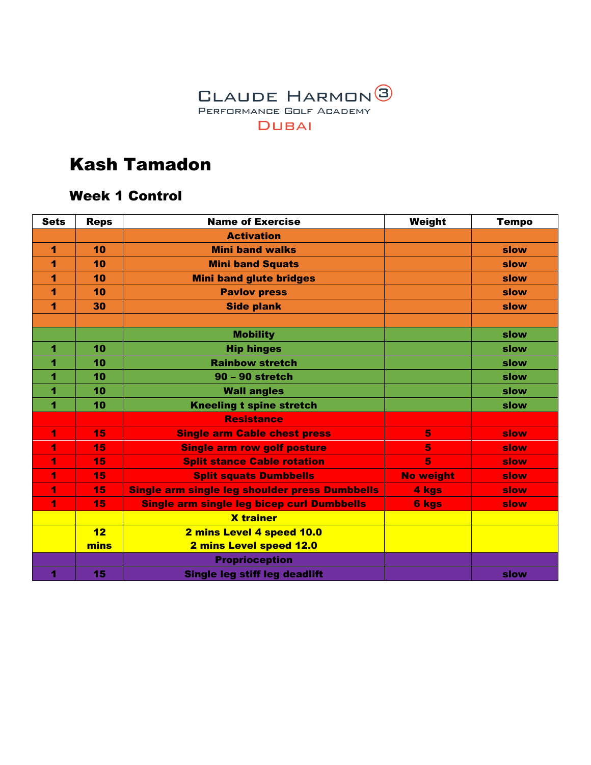CLAUDE HARMON 3
PERFORMANCE GOLF ACADEMY
DUBAI

# Kash Tamadon

## Week 1 Control

| Sets | Reps | Name of Exercise | Weight | Tempo |
|---|---|---|---|---|
| | | **Activation** | | |
| 1 | 10 | Mini band walks | | slow |
| 1 | 10 | Mini band Squats | | slow |
| 1 | 10 | Mini band glute bridges | | slow |
| 1 | 10 | Pavlov press | | slow |
| 1 | 30 | Side plank | | slow |
| | | | | |
| | | **Mobility** | | slow |
| 1 | 10 | Hip hinges | | slow |
| 1 | 10 | Rainbow stretch | | slow |
| 1 | 10 | 90 – 90 stretch | | slow |
| 1 | 10 | Wall angles | | slow |
| 1 | 10 | Kneeling t spine stretch | | slow |
| | | **Resistance** | | |
| 1 | 15 | Single arm Cable chest press | 5 | slow |
| 1 | 15 | Single arm row golf posture | 5 | slow |
| 1 | 15 | Split stance Cable rotation | 5 | slow |
| 1 | 15 | Split squats Dumbbells | No weight | slow |
| 1 | 15 | Single arm single leg shoulder press Dumbbells | 4 kgs | slow |
| 1 | 15 | Single arm single leg bicep curl Dumbbells | 6 kgs | slow |
| | | **X trainer** | | |
| | 12 mins | 2 mins Level 4 speed 10.0<br>2 mins Level speed 12.0 | | |
| | | **Proprioception** | | |
| 1 | 15 | Single leg stiff leg deadlift | | slow |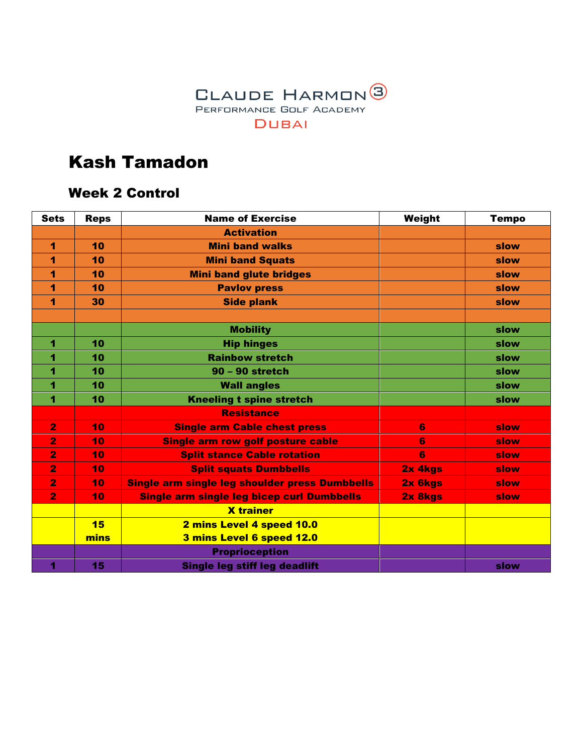Claude Harmon 3
Performance Golf Academy
Dubai

# Kash Tamadon

## Week 2 Control

| Sets | Reps | Name of Exercise | Weight | Tempo |
|---|---|---|---|---|
| | | **Activation** | | |
| 1 | 10 | Mini band walks | | slow |
| 1 | 10 | Mini band Squats | | slow |
| 1 | 10 | Mini band glute bridges | | slow |
| 1 | 10 | Pavlov press | | slow |
| 1 | 30 | Side plank | | slow |
| | | | | |
| | | **Mobility** | | slow |
| 1 | 10 | Hip hinges | | slow |
| 1 | 10 | Rainbow stretch | | slow |
| 1 | 10 | 90 – 90 stretch | | slow |
| 1 | 10 | Wall angles | | slow |
| 1 | 10 | Kneeling t spine stretch | | slow |
| | | **Resistance** | | |
| 2 | 10 | Single arm Cable chest press | 6 | slow |
| 2 | 10 | Single arm row golf posture cable | 6 | slow |
| 2 | 10 | Split stance Cable rotation | 6 | slow |
| 2 | 10 | Split squats Dumbbells | 2x 4kgs | slow |
| 2 | 10 | Single arm single leg shoulder press Dumbbells | 2x 6kgs | slow |
| 2 | 10 | Single arm single leg bicep curl Dumbbells | 2x 8kgs | slow |
| | | **X trainer** | | |
| | 15 mins | 2 mins Level 4 speed 10.0<br>3 mins Level 6 speed 12.0 | | |
| | | **Proprioception** | | |
| 1 | 15 | Single leg stiff leg deadlift | | slow |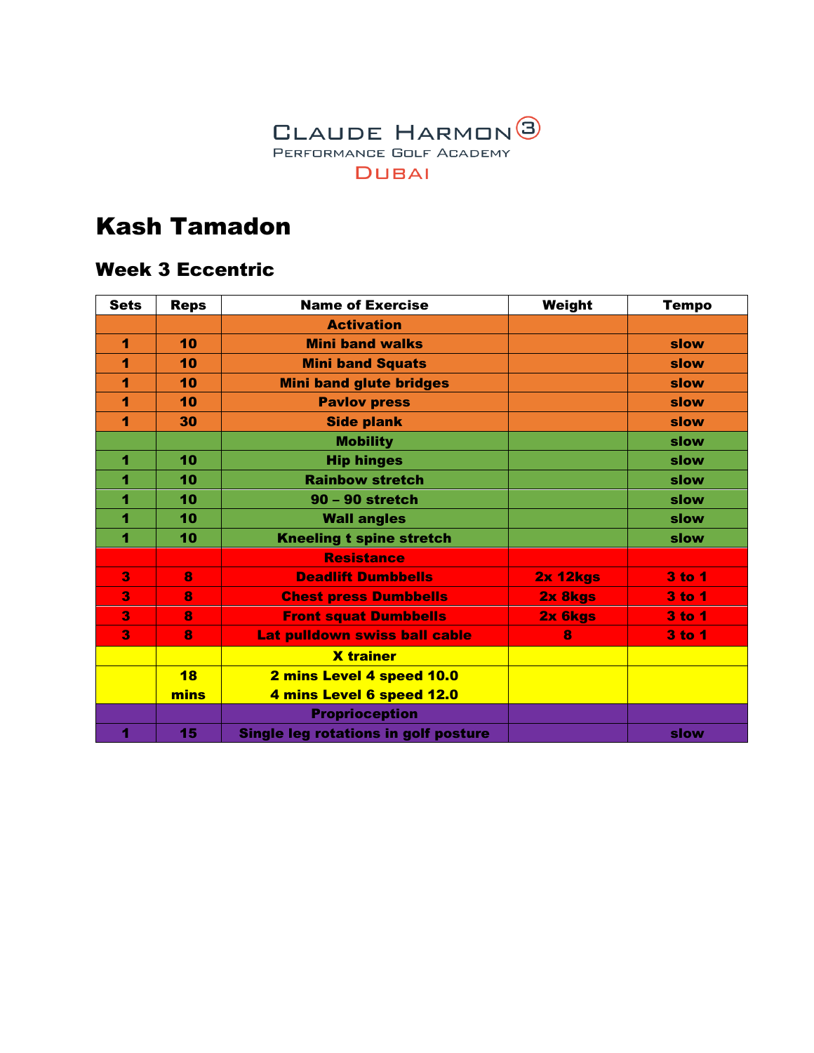Claude Harmon 3
Performance Golf Academy
Dubai

# Kash Tamadon

## Week 3 Eccentric

| Sets | Reps | Name of Exercise | Weight | Tempo |
|---|---|---|---|---|
| | | **Activation** | | |
| 1 | 10 | Mini band walks | | slow |
| 1 | 10 | Mini band Squats | | slow |
| 1 | 10 | Mini band glute bridges | | slow |
| 1 | 10 | Pavlov press | | slow |
| 1 | 30 | Side plank | | slow |
| | | **Mobility** | | slow |
| 1 | 10 | Hip hinges | | slow |
| 1 | 10 | Rainbow stretch | | slow |
| 1 | 10 | 90 – 90 stretch | | slow |
| 1 | 10 | Wall angles | | slow |
| 1 | 10 | Kneeling t spine stretch | | slow |
| | | **Resistance** | | |
| 3 | 8 | Deadlift Dumbbells | 2x 12kgs | 3 to 1 |
| 3 | 8 | Chest press Dumbbells | 2x 8kgs | 3 to 1 |
| 3 | 8 | Front squat Dumbbells | 2x 6kgs | 3 to 1 |
| 3 | 8 | Lat pulldown swiss ball cable | 8 | 3 to 1 |
| | | **X trainer** | | |
| | 18 mins | 2 mins Level 4 speed 10.0<br>4 mins Level 6 speed 12.0 | | |
| | | **Proprioception** | | |
| 1 | 15 | Single leg rotations in golf posture | | slow |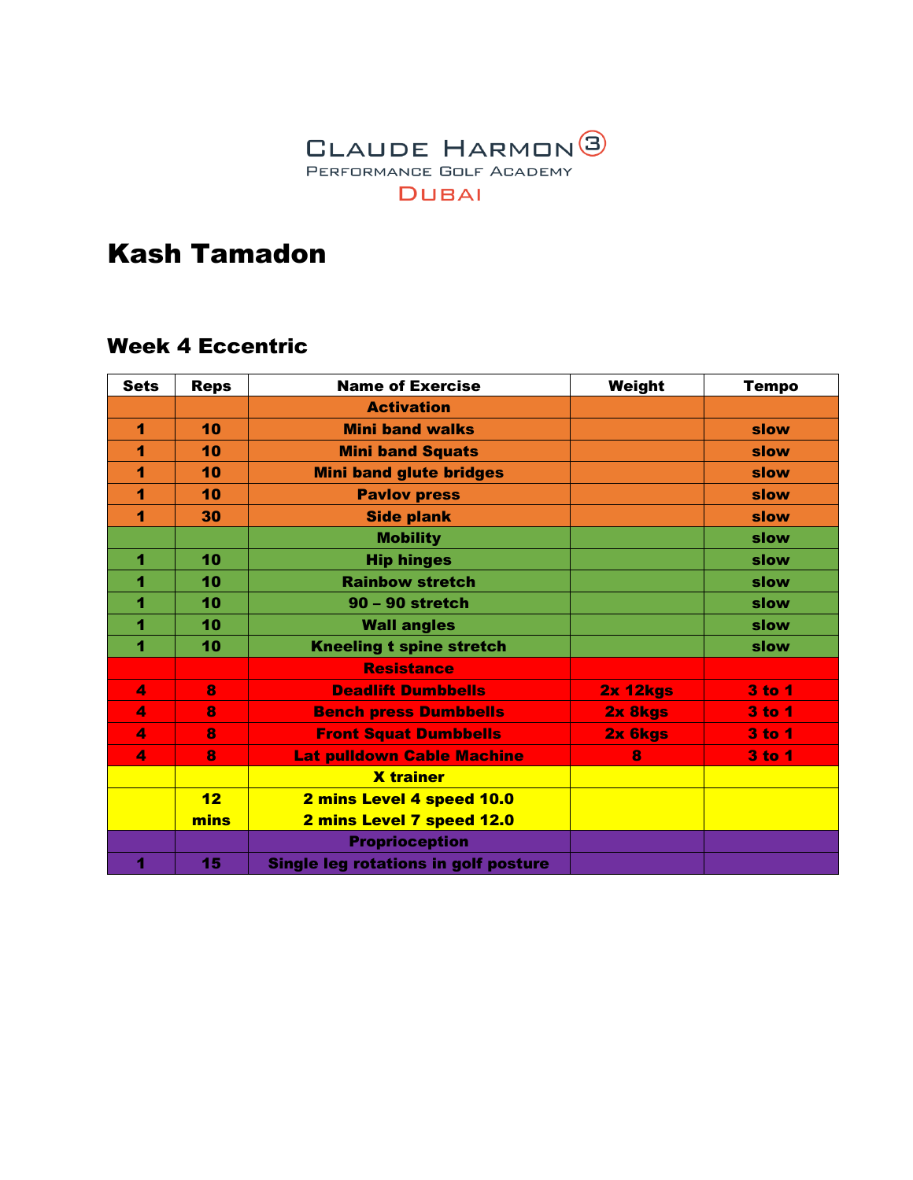Claude Harmon 3
Performance Golf Academy
Dubai

# Kash Tamadon

## Week 4 Eccentric

| Sets | Reps | Name of Exercise | Weight | Tempo |
|---|---|---|---|---|
| | | **Activation** | | |
| 1 | 10 | Mini band walks | | slow |
| 1 | 10 | Mini band Squats | | slow |
| 1 | 10 | Mini band glute bridges | | slow |
| 1 | 10 | Pavlov press | | slow |
| 1 | 30 | Side plank | | slow |
| | | **Mobility** | | slow |
| 1 | 10 | Hip hinges | | slow |
| 1 | 10 | Rainbow stretch | | slow |
| 1 | 10 | 90 – 90 stretch | | slow |
| 1 | 10 | Wall angles | | slow |
| 1 | 10 | Kneeling t spine stretch | | slow |
| | | **Resistance** | | |
| 4 | 8 | Deadlift Dumbbells | 2x 12kgs | 3 to 1 |
| 4 | 8 | Bench press Dumbbells | 2x 8kgs | 3 to 1 |
| 4 | 8 | Front Squat Dumbbells | 2x 6kgs | 3 to 1 |
| 4 | 8 | Lat pulldown Cable Machine | 8 | 3 to 1 |
| | | **X trainer** | | |
| | 12 mins | 2 mins Level 4 speed 10.0<br>2 mins Level 7 speed 12.0 | | |
| | | **Proprioception** | | |
| 1 | 15 | Single leg rotations in golf posture | | |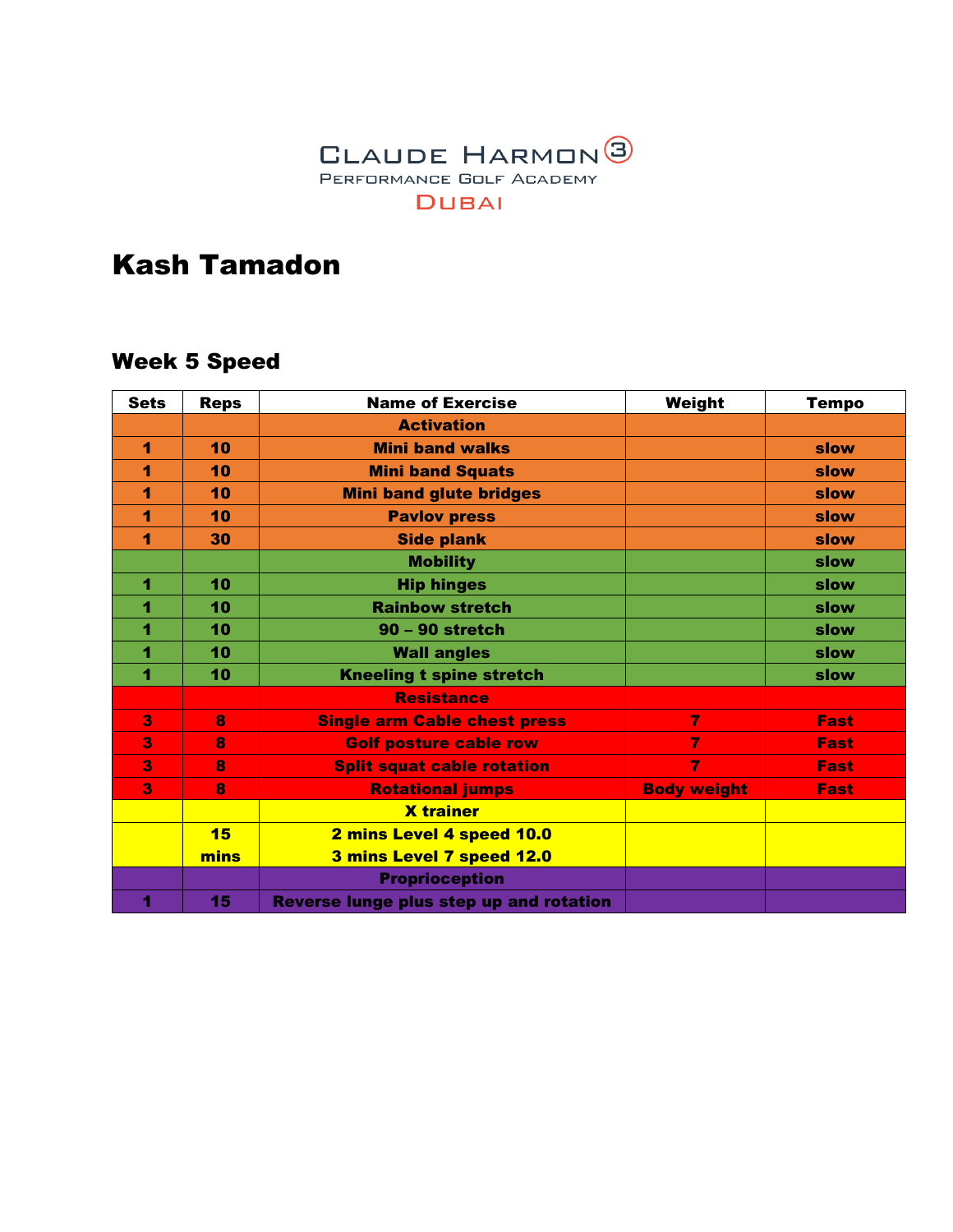CLAUDE HARMON 3
PERFORMANCE GOLF ACADEMY
DUBAI

# Kash Tamadon

## Week 5 Speed

| Sets | Reps | Name of Exercise | Weight | Tempo |
|---|---|---|---|---|
| | | **Activation** | | |
| 1 | 10 | Mini band walks | | slow |
| 1 | 10 | Mini band Squats | | slow |
| 1 | 10 | Mini band glute bridges | | slow |
| 1 | 10 | Pavlov press | | slow |
| 1 | 30 | Side plank | | slow |
| | | **Mobility** | | slow |
| 1 | 10 | Hip hinges | | slow |
| 1 | 10 | Rainbow stretch | | slow |
| 1 | 10 | 90 – 90 stretch | | slow |
| 1 | 10 | Wall angles | | slow |
| 1 | 10 | Kneeling t spine stretch | | slow |
| | | **Resistance** | | |
| 3 | 8 | Single arm Cable chest press | 7 | Fast |
| 3 | 8 | Golf posture cable row | 7 | Fast |
| 3 | 8 | Split squat cable rotation | 7 | Fast |
| 3 | 8 | Rotational jumps | Body weight | Fast |
| | | **X trainer** | | |
| | 15 mins | 2 mins Level 4 speed 10.0<br>3 mins Level 7 speed 12.0 | | |
| | | **Proprioception** | | |
| 1 | 15 | Reverse lunge plus step up and rotation | | |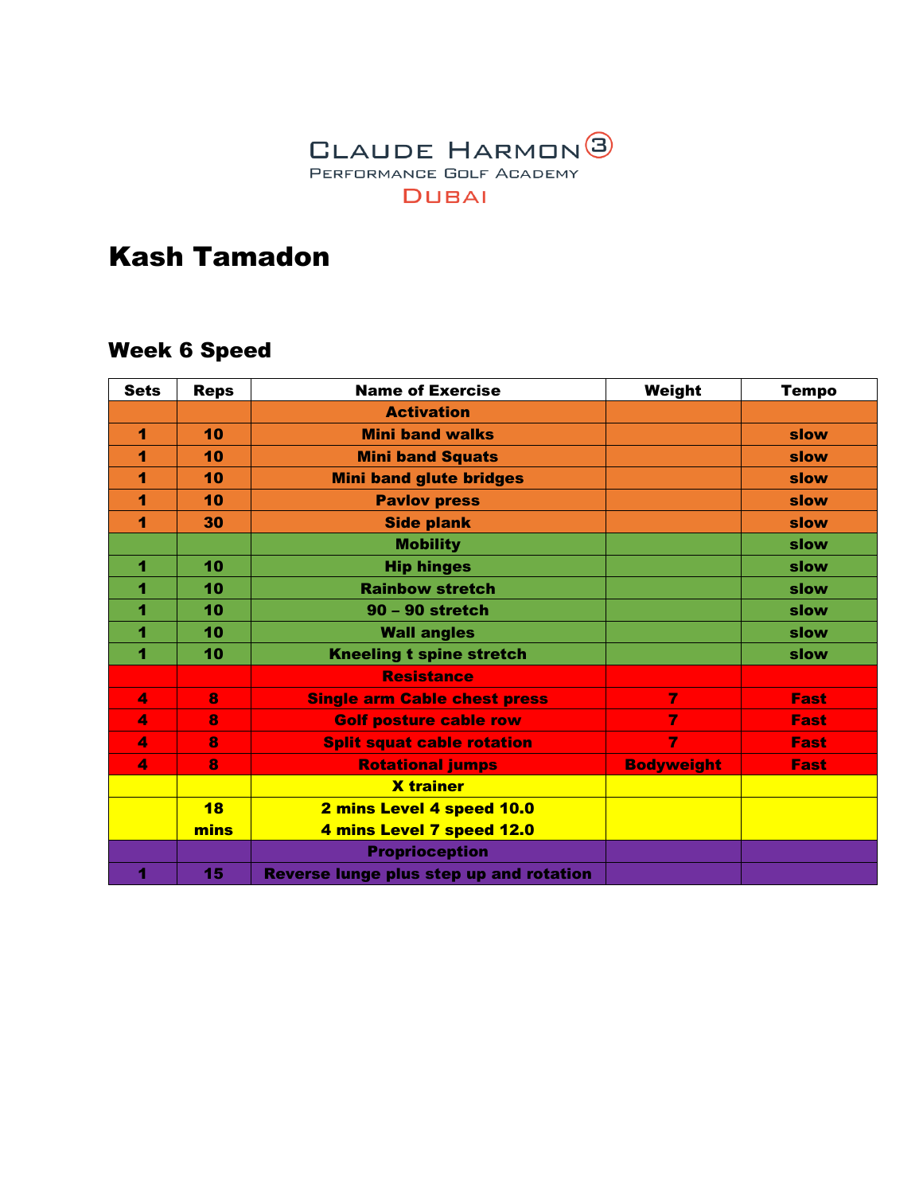Claude Harmon 3
Performance Golf Academy
Dubai

# Kash Tamadon

## Week 6 Speed

| Sets | Reps | Name of Exercise | Weight | Tempo |
|---|---|---|---|---|
| | | Activation | | |
| 1 | 10 | Mini band walks | | slow |
| 1 | 10 | Mini band Squats | | slow |
| 1 | 10 | Mini band glute bridges | | slow |
| 1 | 10 | Pavlov press | | slow |
| 1 | 30 | Side plank | | slow |
| | | Mobility | | slow |
| 1 | 10 | Hip hinges | | slow |
| 1 | 10 | Rainbow stretch | | slow |
| 1 | 10 | 90 – 90 stretch | | slow |
| 1 | 10 | Wall angles | | slow |
| 1 | 10 | Kneeling t spine stretch | | slow |
| | | Resistance | | |
| 4 | 8 | Single arm Cable chest press | 7 | Fast |
| 4 | 8 | Golf posture cable row | 7 | Fast |
| 4 | 8 | Split squat cable rotation | 7 | Fast |
| 4 | 8 | Rotational jumps | Bodyweight | Fast |
| | | X trainer | | |
| | 18 mins | 2 mins Level 4 speed 10.0<br>4 mins Level 7 speed 12.0 | | |
| | | Proprioception | | |
| 1 | 15 | Reverse lunge plus step up and rotation | | |